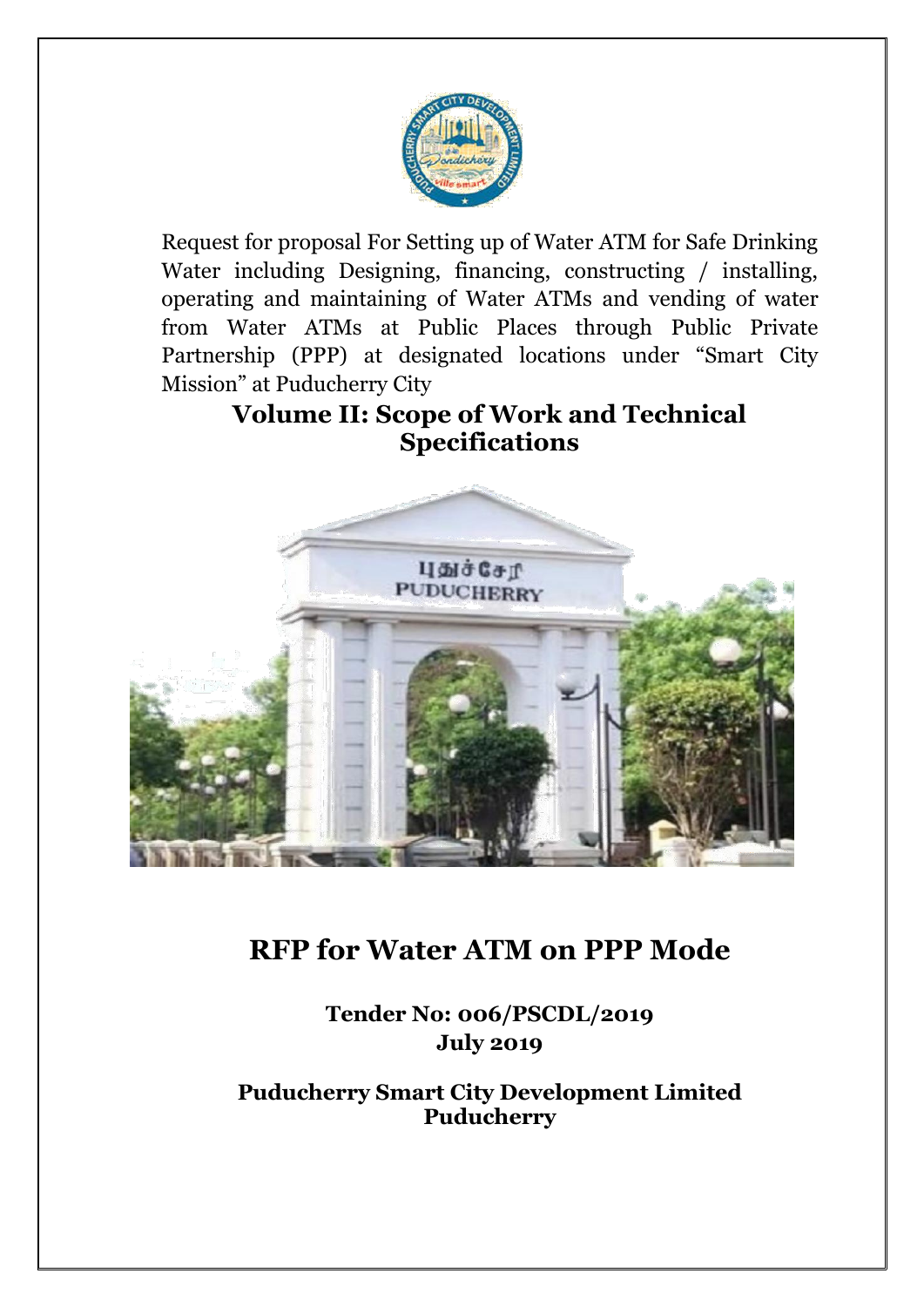Request for proposal For Setting up of Water ATM for Safe Drinking Water including Designing, financing, constructing / installing, operating and maintaining of Water ATMs and vending of water from Water ATMs at Public Places through Public Private Partnership (PPP) at designated locations under "Smart City Mission" at Puducherry City

## Volume II: Scope of Work and Technical Specifications

# RFP for Water ATM on PPP Mode

**Tender No: 006/PSCDL/2019**
**July 2019**

**Puducherry Smart City Development Limited**
**Puducherry**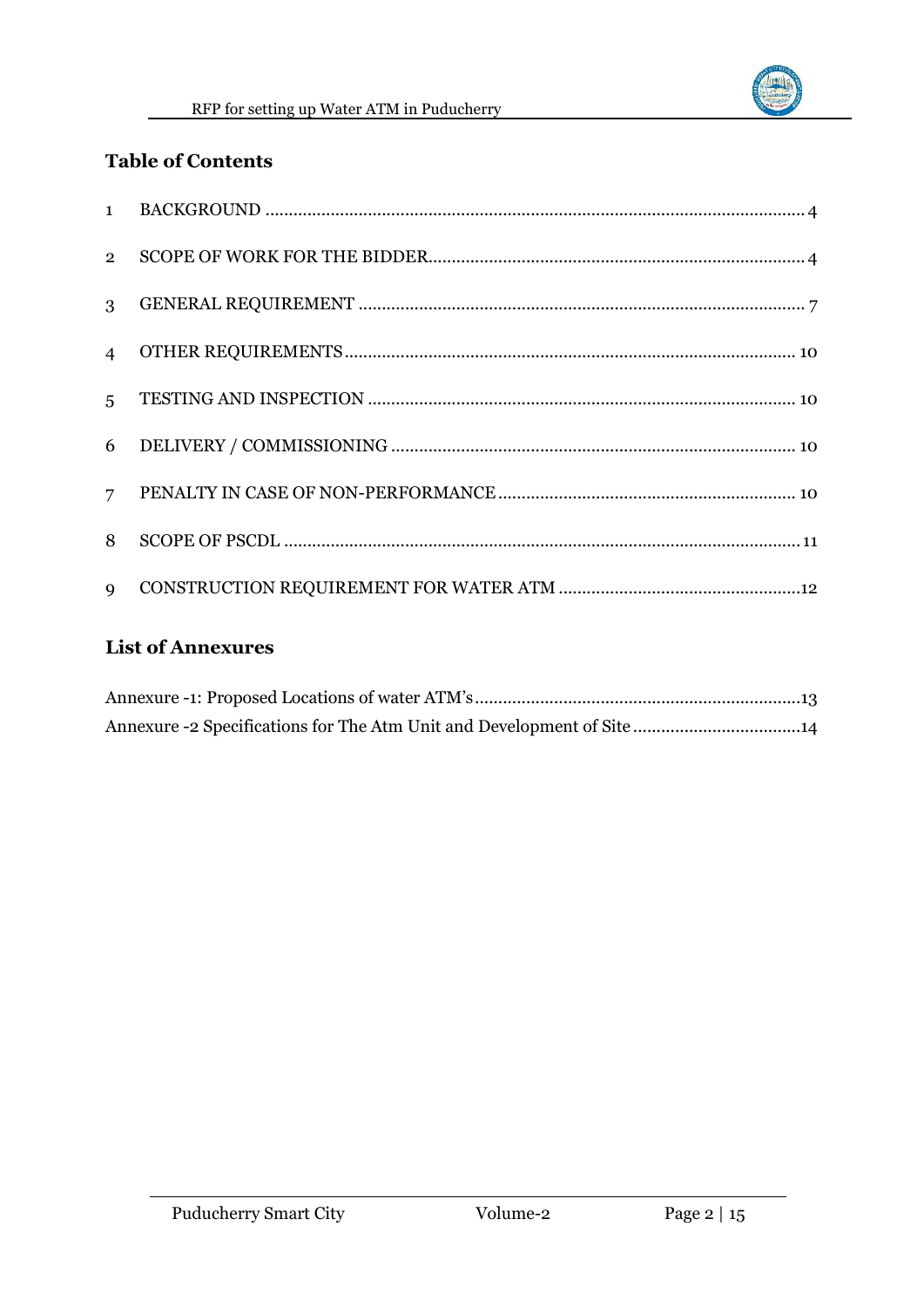## Table of Contents

| | | |
|---|---|---|
| 1 | BACKGROUND | 4 |
| 2 | SCOPE OF WORK FOR THE BIDDER | 4 |
| 3 | GENERAL REQUIREMENT | 7 |
| 4 | OTHER REQUIREMENTS | 10 |
| 5 | TESTING AND INSPECTION | 10 |
| 6 | DELIVERY / COMMISSIONING | 10 |
| 7 | PENALTY IN CASE OF NON-PERFORMANCE | 10 |
| 8 | SCOPE OF PSCDL | 11 |
| 9 | CONSTRUCTION REQUIREMENT FOR WATER ATM | 12 |

## List of Annexures

| | |
|---|---|
| Annexure -1: Proposed Locations of water ATM's | 13 |
| Annexure -2 Specifications for The Atm Unit and Development of Site | 14 |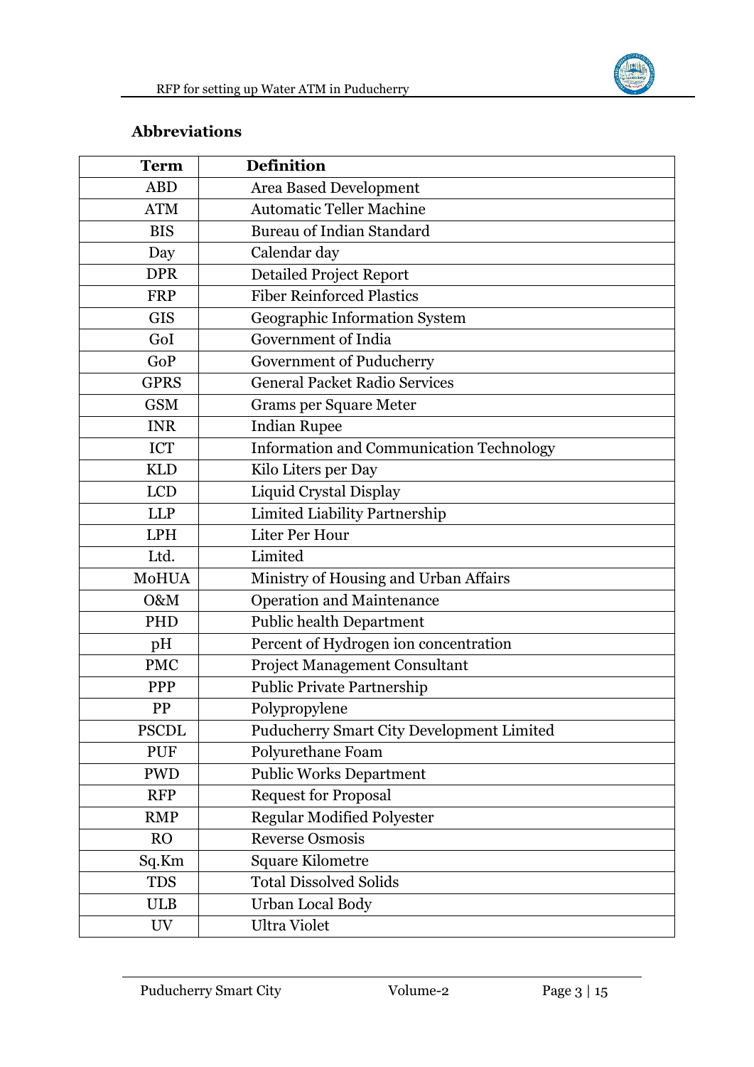## Abbreviations

| Term | Definition |
|---|---|
| ABD | Area Based Development |
| ATM | Automatic Teller Machine |
| BIS | Bureau of Indian Standard |
| Day | Calendar day |
| DPR | Detailed Project Report |
| FRP | Fiber Reinforced Plastics |
| GIS | Geographic Information System |
| GoI | Government of India |
| GoP | Government of Puducherry |
| GPRS | General Packet Radio Services |
| GSM | Grams per Square Meter |
| INR | Indian Rupee |
| ICT | Information and Communication Technology |
| KLD | Kilo Liters per Day |
| LCD | Liquid Crystal Display |
| LLP | Limited Liability Partnership |
| LPH | Liter Per Hour |
| Ltd. | Limited |
| MoHUA | Ministry of Housing and Urban Affairs |
| O&M | Operation and Maintenance |
| PHD | Public health Department |
| pH | Percent of Hydrogen ion concentration |
| PMC | Project Management Consultant |
| PPP | Public Private Partnership |
| PP | Polypropylene |
| PSCDL | Puducherry Smart City Development Limited |
| PUF | Polyurethane Foam |
| PWD | Public Works Department |
| RFP | Request for Proposal |
| RMP | Regular Modified Polyester |
| RO | Reverse Osmosis |
| Sq.Km | Square Kilometre |
| TDS | Total Dissolved Solids |
| ULB | Urban Local Body |
| UV | Ultra Violet |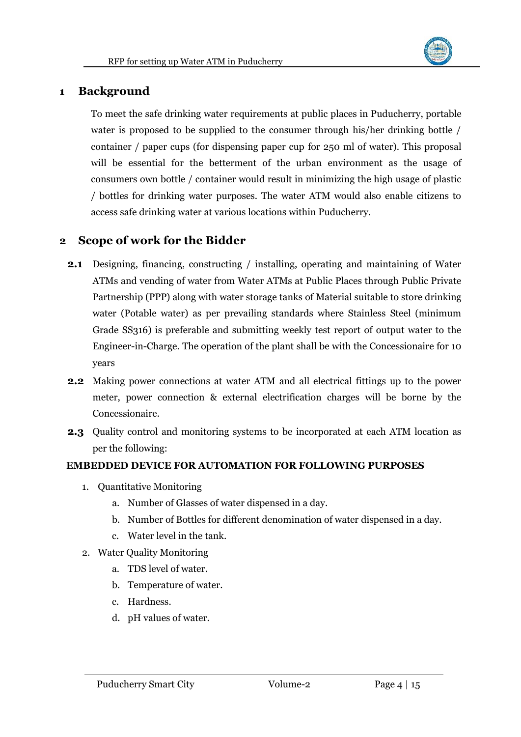# 1 Background

To meet the safe drinking water requirements at public places in Puducherry, portable water is proposed to be supplied to the consumer through his/her drinking bottle / container / paper cups (for dispensing paper cup for 250 ml of water). This proposal will be essential for the betterment of the urban environment as the usage of consumers own bottle / container would result in minimizing the high usage of plastic / bottles for drinking water purposes. The water ATM would also enable citizens to access safe drinking water at various locations within Puducherry.

# 2 Scope of work for the Bidder

**2.1** Designing, financing, constructing / installing, operating and maintaining of Water ATMs and vending of water from Water ATMs at Public Places through Public Private Partnership (PPP) along with water storage tanks of Material suitable to store drinking water (Potable water) as per prevailing standards where Stainless Steel (minimum Grade SS316) is preferable and submitting weekly test report of output water to the Engineer-in-Charge. The operation of the plant shall be with the Concessionaire for 10 years

**2.2** Making power connections at water ATM and all electrical fittings up to the power meter, power connection & external electrification charges will be borne by the Concessionaire.

**2.3** Quality control and monitoring systems to be incorporated at each ATM location as per the following:

**EMBEDDED DEVICE FOR AUTOMATION FOR FOLLOWING PURPOSES**

1. Quantitative Monitoring
   a. Number of Glasses of water dispensed in a day.
   b. Number of Bottles for different denomination of water dispensed in a day.
   c. Water level in the tank.
2. Water Quality Monitoring
   a. TDS level of water.
   b. Temperature of water.
   c. Hardness.
   d. pH values of water.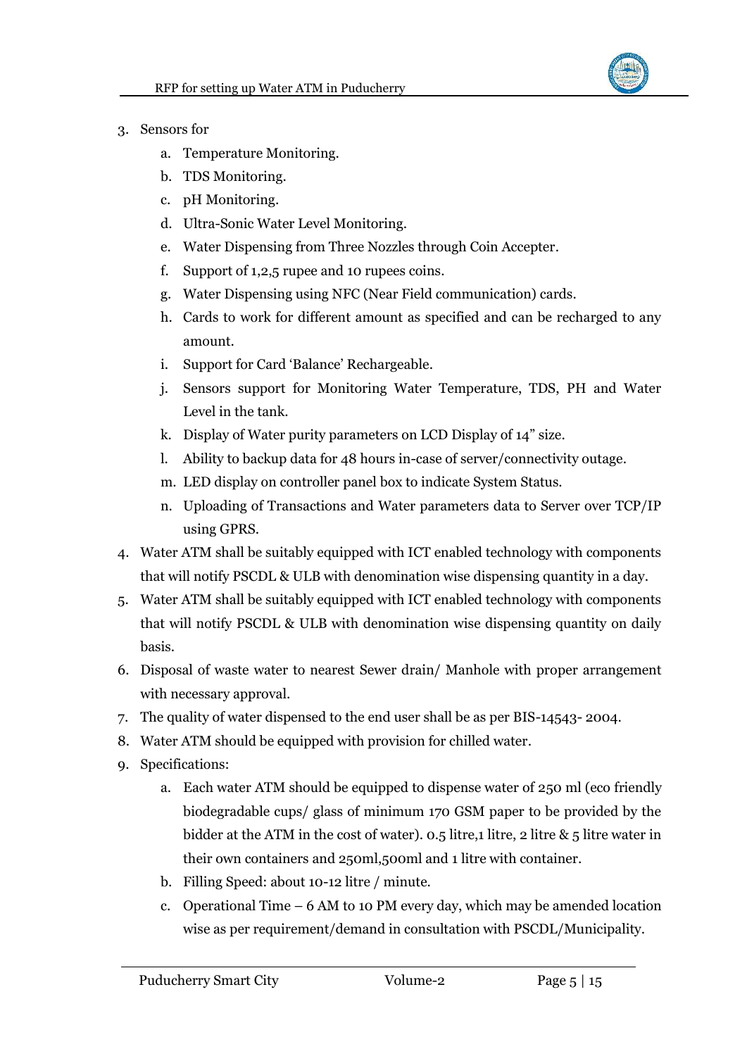3. Sensors for
    a. Temperature Monitoring.
    b. TDS Monitoring.
    c. pH Monitoring.
    d. Ultra-Sonic Water Level Monitoring.
    e. Water Dispensing from Three Nozzles through Coin Accepter.
    f. Support of 1,2,5 rupee and 10 rupees coins.
    g. Water Dispensing using NFC (Near Field communication) cards.
    h. Cards to work for different amount as specified and can be recharged to any amount.
    i. Support for Card 'Balance' Rechargeable.
    j. Sensors support for Monitoring Water Temperature, TDS, PH and Water Level in the tank.
    k. Display of Water purity parameters on LCD Display of 14" size.
    l. Ability to backup data for 48 hours in-case of server/connectivity outage.
    m. LED display on controller panel box to indicate System Status.
    n. Uploading of Transactions and Water parameters data to Server over TCP/IP using GPRS.
4. Water ATM shall be suitably equipped with ICT enabled technology with components that will notify PSCDL & ULB with denomination wise dispensing quantity in a day.
5. Water ATM shall be suitably equipped with ICT enabled technology with components that will notify PSCDL & ULB with denomination wise dispensing quantity on daily basis.
6. Disposal of waste water to nearest Sewer drain/ Manhole with proper arrangement with necessary approval.
7. The quality of water dispensed to the end user shall be as per BIS-14543- 2004.
8. Water ATM should be equipped with provision for chilled water.
9. Specifications:
    a. Each water ATM should be equipped to dispense water of 250 ml (eco friendly biodegradable cups/ glass of minimum 170 GSM paper to be provided by the bidder at the ATM in the cost of water). 0.5 litre,1 litre, 2 litre & 5 litre water in their own containers and 250ml,500ml and 1 litre with container.
    b. Filling Speed: about 10-12 litre / minute.
    c. Operational Time – 6 AM to 10 PM every day, which may be amended location wise as per requirement/demand in consultation with PSCDL/Municipality.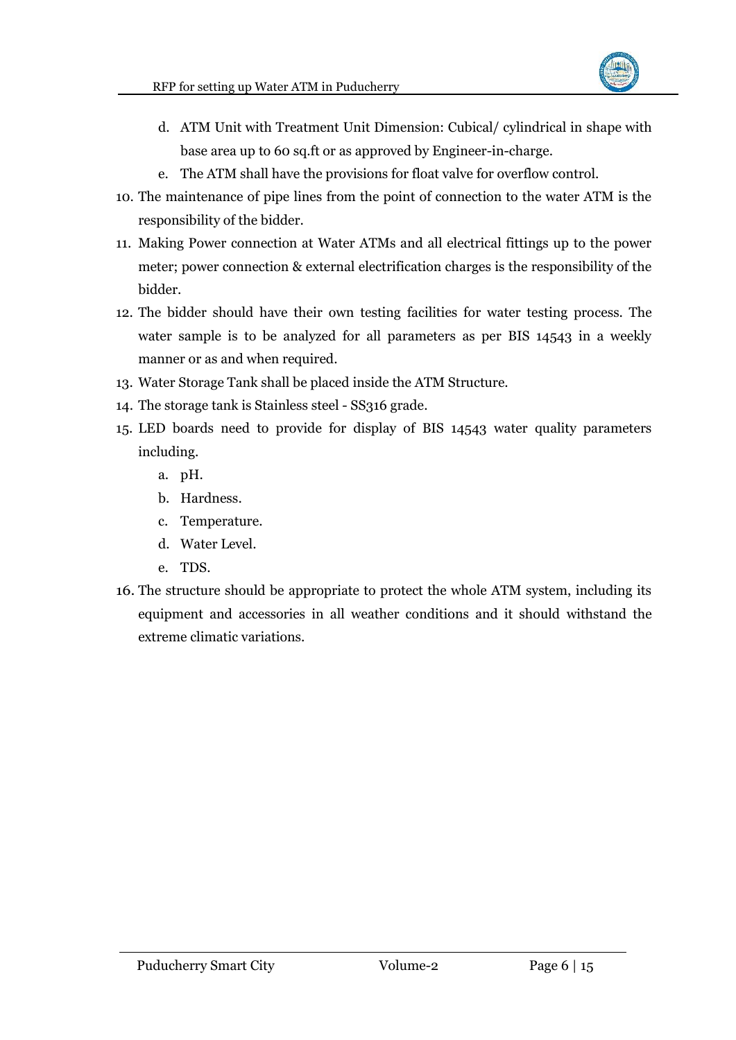d. ATM Unit with Treatment Unit Dimension: Cubical/ cylindrical in shape with base area up to 60 sq.ft or as approved by Engineer-in-charge.
   e. The ATM shall have the provisions for float valve for overflow control.

10. The maintenance of pipe lines from the point of connection to the water ATM is the responsibility of the bidder.
11. Making Power connection at Water ATMs and all electrical fittings up to the power meter; power connection & external electrification charges is the responsibility of the bidder.
12. The bidder should have their own testing facilities for water testing process. The water sample is to be analyzed for all parameters as per BIS 14543 in a weekly manner or as and when required.
13. Water Storage Tank shall be placed inside the ATM Structure.
14. The storage tank is Stainless steel - SS316 grade.
15. LED boards need to provide for display of BIS 14543 water quality parameters including.
    a. pH.
    b. Hardness.
    c. Temperature.
    d. Water Level.
    e. TDS.
16. The structure should be appropriate to protect the whole ATM system, including its equipment and accessories in all weather conditions and it should withstand the extreme climatic variations.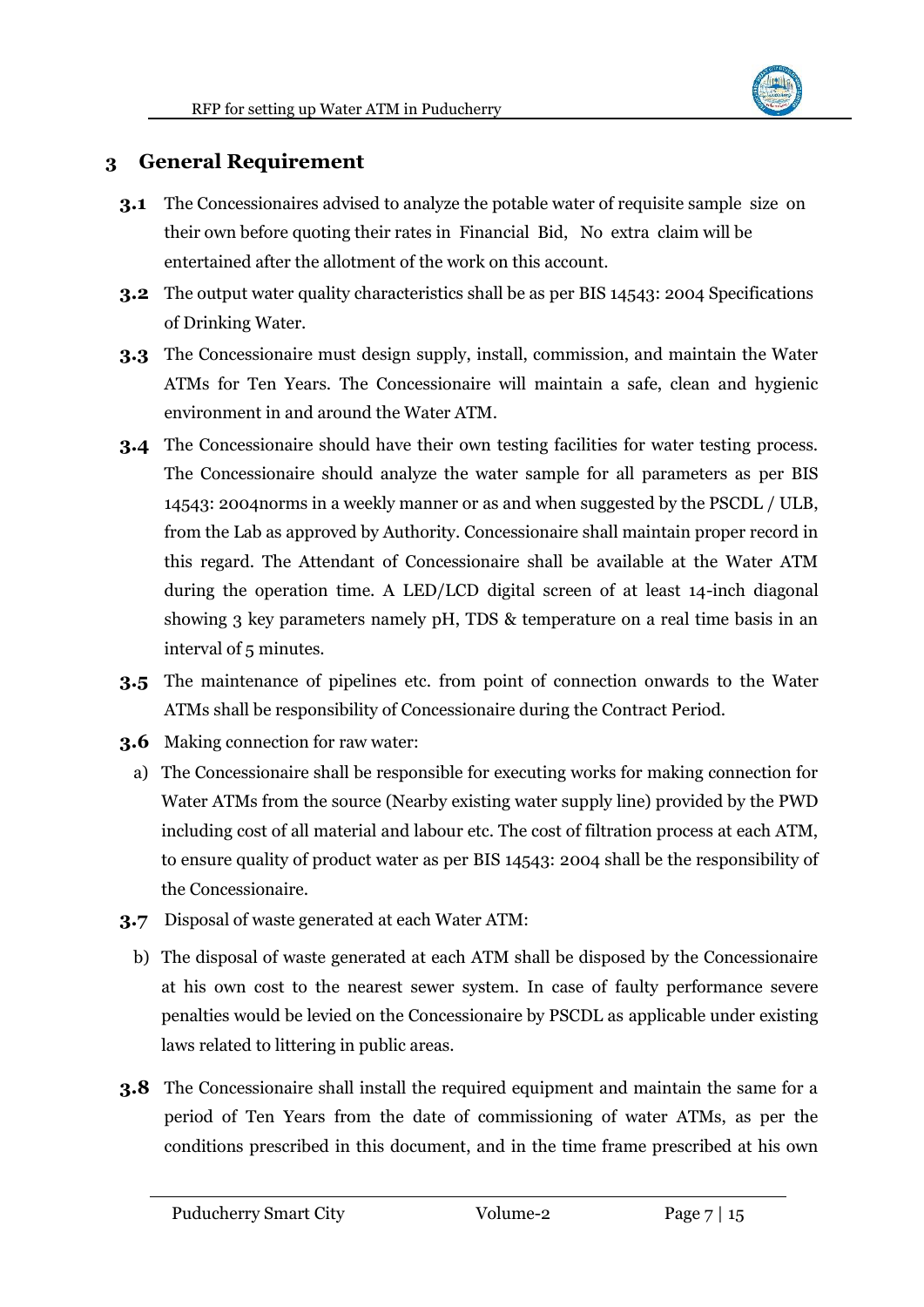## 3 General Requirement

**3.1** The Concessionaires advised to analyze the potable water of requisite sample size on their own before quoting their rates in Financial Bid, No extra claim will be entertained after the allotment of the work on this account.

**3.2** The output water quality characteristics shall be as per BIS 14543: 2004 Specifications of Drinking Water.

**3.3** The Concessionaire must design supply, install, commission, and maintain the Water ATMs for Ten Years. The Concessionaire will maintain a safe, clean and hygienic environment in and around the Water ATM.

**3.4** The Concessionaire should have their own testing facilities for water testing process. The Concessionaire should analyze the water sample for all parameters as per BIS 14543: 2004norms in a weekly manner or as and when suggested by the PSCDL / ULB, from the Lab as approved by Authority. Concessionaire shall maintain proper record in this regard. The Attendant of Concessionaire shall be available at the Water ATM during the operation time. A LED/LCD digital screen of at least 14-inch diagonal showing 3 key parameters namely pH, TDS & temperature on a real time basis in an interval of 5 minutes.

**3.5** The maintenance of pipelines etc. from point of connection onwards to the Water ATMs shall be responsibility of Concessionaire during the Contract Period.

**3.6** Making connection for raw water:

a) The Concessionaire shall be responsible for executing works for making connection for Water ATMs from the source (Nearby existing water supply line) provided by the PWD including cost of all material and labour etc. The cost of filtration process at each ATM, to ensure quality of product water as per BIS 14543: 2004 shall be the responsibility of the Concessionaire.

**3.7** Disposal of waste generated at each Water ATM:

b) The disposal of waste generated at each ATM shall be disposed by the Concessionaire at his own cost to the nearest sewer system. In case of faulty performance severe penalties would be levied on the Concessionaire by PSCDL as applicable under existing laws related to littering in public areas.

**3.8** The Concessionaire shall install the required equipment and maintain the same for a period of Ten Years from the date of commissioning of water ATMs, as per the conditions prescribed in this document, and in the time frame prescribed at his own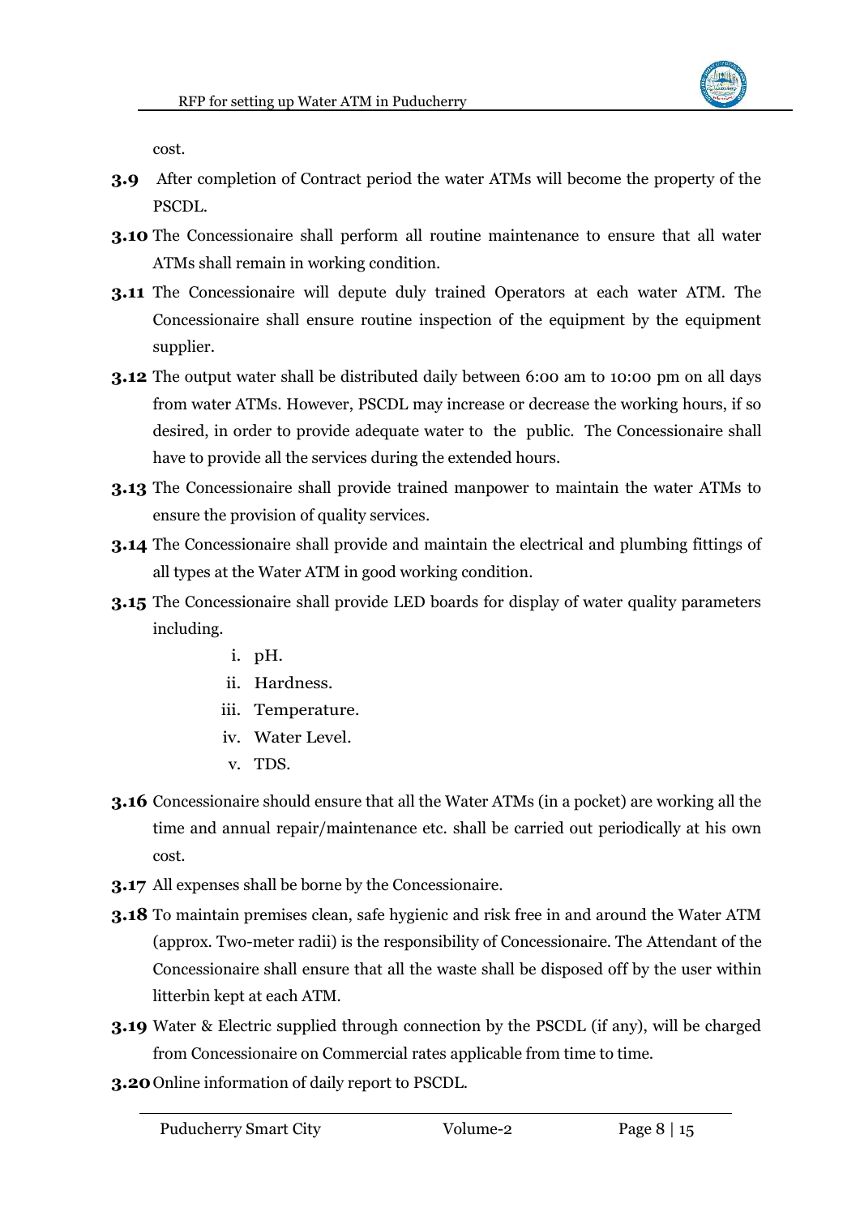cost.

**3.9** After completion of Contract period the water ATMs will become the property of the PSCDL.

**3.10** The Concessionaire shall perform all routine maintenance to ensure that all water ATMs shall remain in working condition.

**3.11** The Concessionaire will depute duly trained Operators at each water ATM. The Concessionaire shall ensure routine inspection of the equipment by the equipment supplier.

**3.12** The output water shall be distributed daily between 6:00 am to 10:00 pm on all days from water ATMs. However, PSCDL may increase or decrease the working hours, if so desired, in order to provide adequate water to the public. The Concessionaire shall have to provide all the services during the extended hours.

**3.13** The Concessionaire shall provide trained manpower to maintain the water ATMs to ensure the provision of quality services.

**3.14** The Concessionaire shall provide and maintain the electrical and plumbing fittings of all types at the Water ATM in good working condition.

**3.15** The Concessionaire shall provide LED boards for display of water quality parameters including.

  i. pH.
  ii. Hardness.
  iii. Temperature.
  iv. Water Level.
  v. TDS.

**3.16** Concessionaire should ensure that all the Water ATMs (in a pocket) are working all the time and annual repair/maintenance etc. shall be carried out periodically at his own cost.

**3.17** All expenses shall be borne by the Concessionaire.

**3.18** To maintain premises clean, safe hygienic and risk free in and around the Water ATM (approx. Two-meter radii) is the responsibility of Concessionaire. The Attendant of the Concessionaire shall ensure that all the waste shall be disposed off by the user within litterbin kept at each ATM.

**3.19** Water & Electric supplied through connection by the PSCDL (if any), will be charged from Concessionaire on Commercial rates applicable from time to time.

**3.20** Online information of daily report to PSCDL.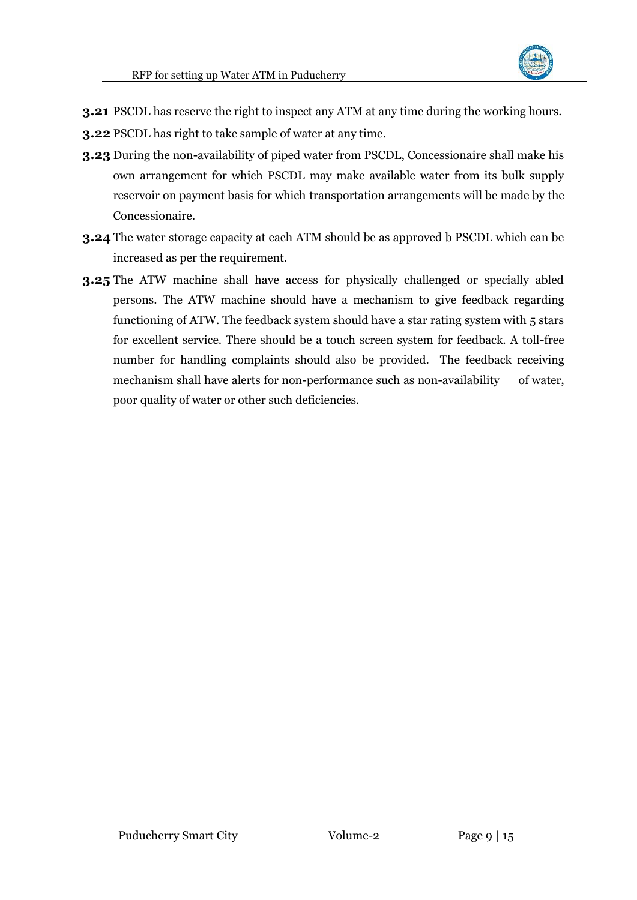**3.21** PSCDL has reserve the right to inspect any ATM at any time during the working hours.

**3.22** PSCDL has right to take sample of water at any time.

**3.23** During the non-availability of piped water from PSCDL, Concessionaire shall make his own arrangement for which PSCDL may make available water from its bulk supply reservoir on payment basis for which transportation arrangements will be made by the Concessionaire.

**3.24** The water storage capacity at each ATM should be as approved b PSCDL which can be increased as per the requirement.

**3.25** The ATW machine shall have access for physically challenged or specially abled persons. The ATW machine should have a mechanism to give feedback regarding functioning of ATW. The feedback system should have a star rating system with 5 stars for excellent service. There should be a touch screen system for feedback. A toll-free number for handling complaints should also be provided. The feedback receiving mechanism shall have alerts for non-performance such as non-availability of water, poor quality of water or other such deficiencies.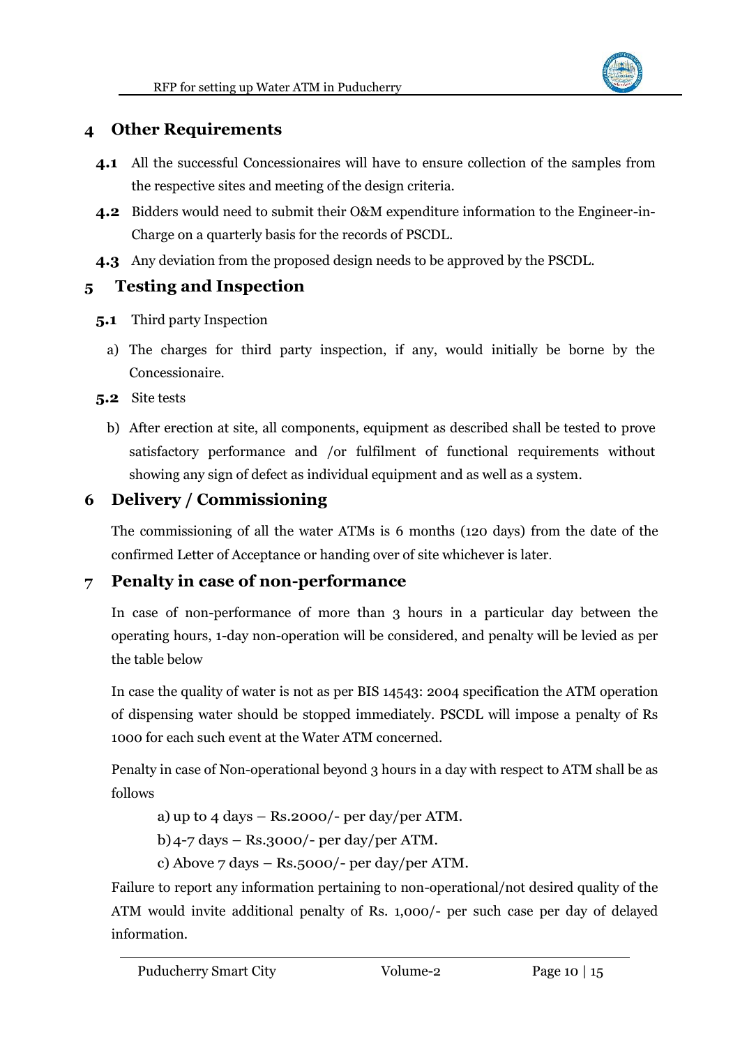## 4 Other Requirements

**4.1** All the successful Concessionaires will have to ensure collection of the samples from the respective sites and meeting of the design criteria.

**4.2** Bidders would need to submit their O&M expenditure information to the Engineer-in-Charge on a quarterly basis for the records of PSCDL.

**4.3** Any deviation from the proposed design needs to be approved by the PSCDL.

## 5 Testing and Inspection

**5.1** Third party Inspection

a) The charges for third party inspection, if any, would initially be borne by the Concessionaire.

**5.2** Site tests

b) After erection at site, all components, equipment as described shall be tested to prove satisfactory performance and /or fulfilment of functional requirements without showing any sign of defect as individual equipment and as well as a system.

## 6 Delivery / Commissioning

The commissioning of all the water ATMs is 6 months (120 days) from the date of the confirmed Letter of Acceptance or handing over of site whichever is later.

## 7 Penalty in case of non-performance

In case of non-performance of more than 3 hours in a particular day between the operating hours, 1-day non-operation will be considered, and penalty will be levied as per the table below

In case the quality of water is not as per BIS 14543: 2004 specification the ATM operation of dispensing water should be stopped immediately. PSCDL will impose a penalty of Rs 1000 for each such event at the Water ATM concerned.

Penalty in case of Non-operational beyond 3 hours in a day with respect to ATM shall be as follows

a) up to 4 days – Rs.2000/- per day/per ATM.

b) 4-7 days – Rs.3000/- per day/per ATM.

c) Above 7 days – Rs.5000/- per day/per ATM.

Failure to report any information pertaining to non-operational/not desired quality of the ATM would invite additional penalty of Rs. 1,000/- per such case per day of delayed information.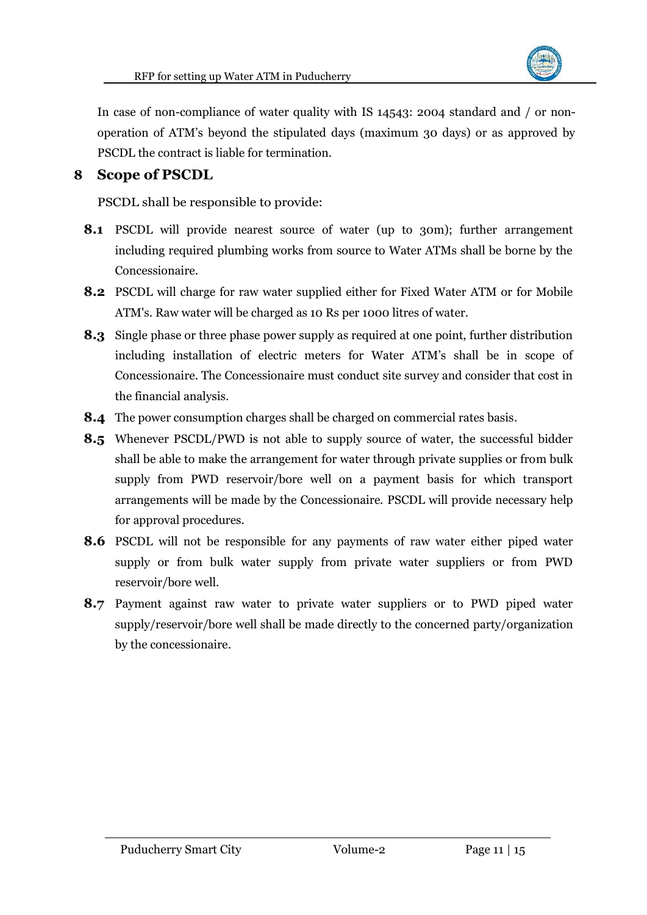In case of non-compliance of water quality with IS 14543: 2004 standard and / or non-operation of ATM's beyond the stipulated days (maximum 30 days) or as approved by PSCDL the contract is liable for termination.

# 8 Scope of PSCDL

PSCDL shall be responsible to provide:

**8.1** PSCDL will provide nearest source of water (up to 30m); further arrangement including required plumbing works from source to Water ATMs shall be borne by the Concessionaire.

**8.2** PSCDL will charge for raw water supplied either for Fixed Water ATM or for Mobile ATM's. Raw water will be charged as 10 Rs per 1000 litres of water.

**8.3** Single phase or three phase power supply as required at one point, further distribution including installation of electric meters for Water ATM's shall be in scope of Concessionaire. The Concessionaire must conduct site survey and consider that cost in the financial analysis.

**8.4** The power consumption charges shall be charged on commercial rates basis.

**8.5** Whenever PSCDL/PWD is not able to supply source of water, the successful bidder shall be able to make the arrangement for water through private supplies or from bulk supply from PWD reservoir/bore well on a payment basis for which transport arrangements will be made by the Concessionaire. PSCDL will provide necessary help for approval procedures.

**8.6** PSCDL will not be responsible for any payments of raw water either piped water supply or from bulk water supply from private water suppliers or from PWD reservoir/bore well.

**8.7** Payment against raw water to private water suppliers or to PWD piped water supply/reservoir/bore well shall be made directly to the concerned party/organization by the concessionaire.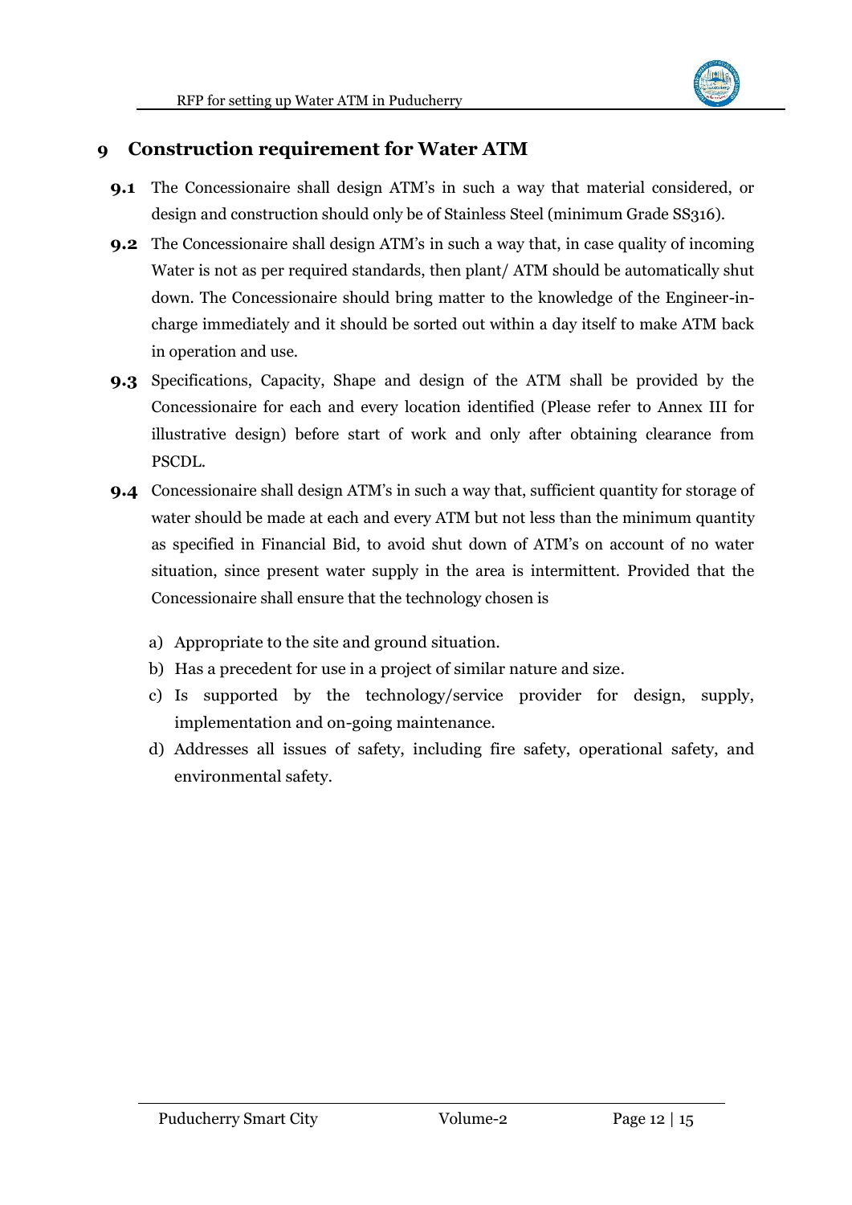## 9 Construction requirement for Water ATM

**9.1** The Concessionaire shall design ATM's in such a way that material considered, or design and construction should only be of Stainless Steel (minimum Grade SS316).

**9.2** The Concessionaire shall design ATM's in such a way that, in case quality of incoming Water is not as per required standards, then plant/ ATM should be automatically shut down. The Concessionaire should bring matter to the knowledge of the Engineer-in-charge immediately and it should be sorted out within a day itself to make ATM back in operation and use.

**9.3** Specifications, Capacity, Shape and design of the ATM shall be provided by the Concessionaire for each and every location identified (Please refer to Annex III for illustrative design) before start of work and only after obtaining clearance from PSCDL.

**9.4** Concessionaire shall design ATM's in such a way that, sufficient quantity for storage of water should be made at each and every ATM but not less than the minimum quantity as specified in Financial Bid, to avoid shut down of ATM's on account of no water situation, since present water supply in the area is intermittent. Provided that the Concessionaire shall ensure that the technology chosen is

a) Appropriate to the site and ground situation.

b) Has a precedent for use in a project of similar nature and size.

c) Is supported by the technology/service provider for design, supply, implementation and on-going maintenance.

d) Addresses all issues of safety, including fire safety, operational safety, and environmental safety.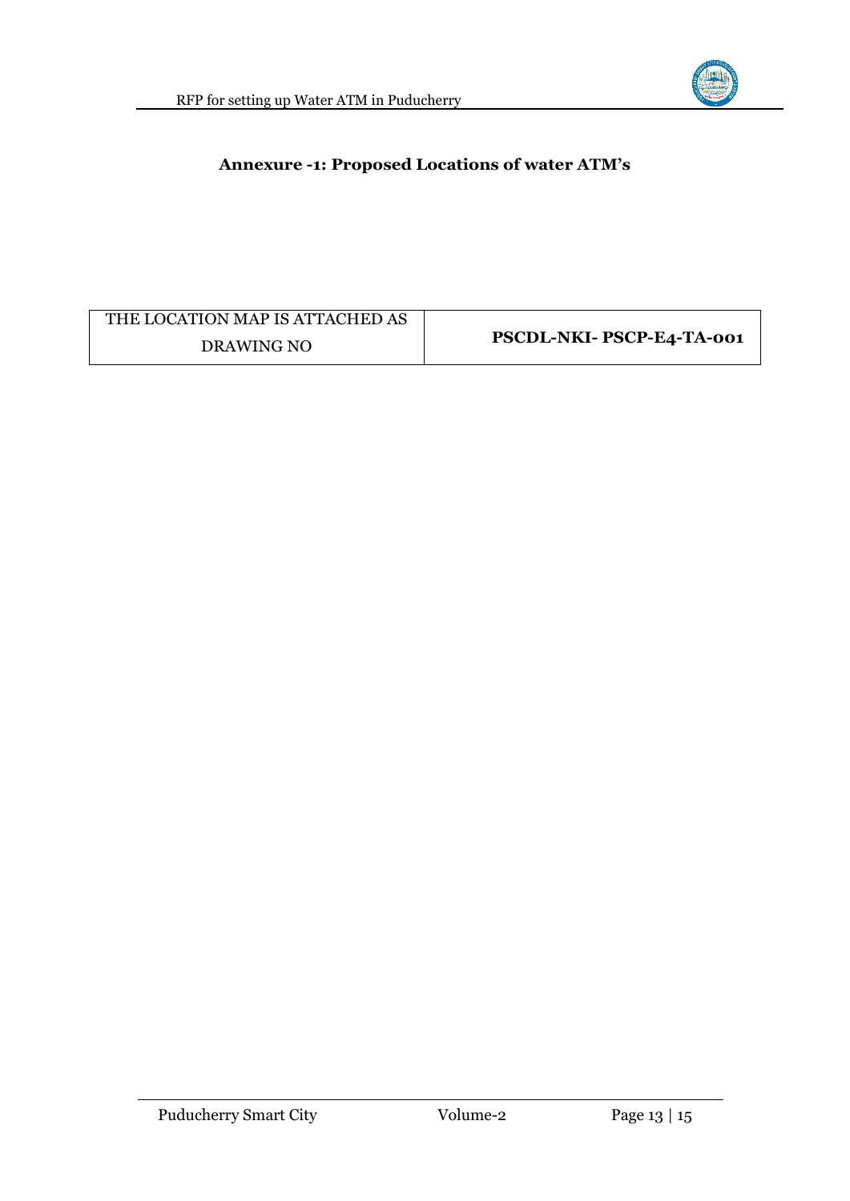## Annexure -1: Proposed Locations of water ATM's

| THE LOCATION MAP IS ATTACHED AS DRAWING NO | **PSCDL-NKI- PSCP-E4-TA-001** |
|---|---|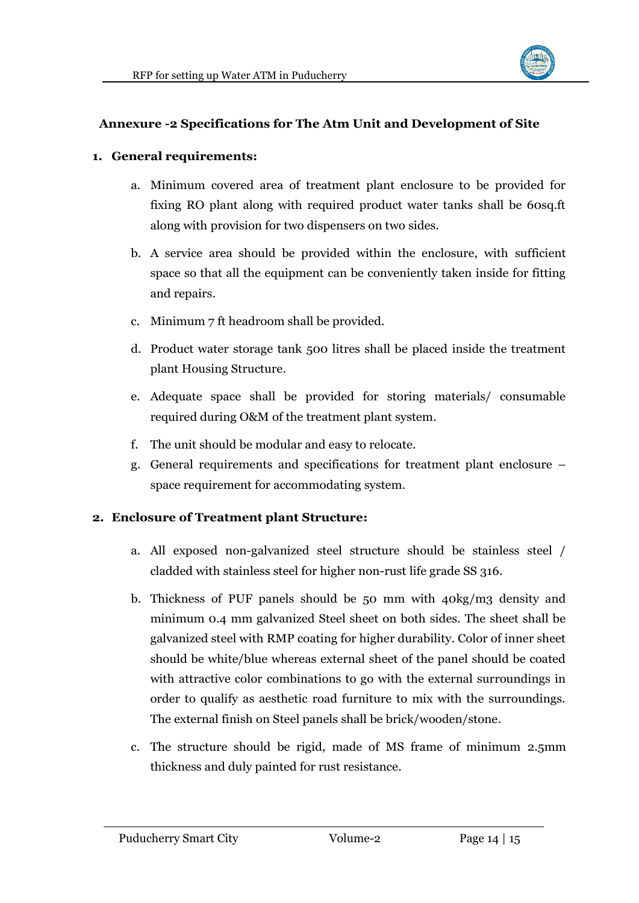### Annexure -2 Specifications for The Atm Unit and Development of Site

1. **General requirements:**

    a. Minimum covered area of treatment plant enclosure to be provided for fixing RO plant along with required product water tanks shall be 60sq.ft along with provision for two dispensers on two sides.

    b. A service area should be provided within the enclosure, with sufficient space so that all the equipment can be conveniently taken inside for fitting and repairs.

    c. Minimum 7 ft headroom shall be provided.

    d. Product water storage tank 500 litres shall be placed inside the treatment plant Housing Structure.

    e. Adequate space shall be provided for storing materials/ consumable required during O&M of the treatment plant system.

    f. The unit should be modular and easy to relocate.

    g. General requirements and specifications for treatment plant enclosure – space requirement for accommodating system.

2. **Enclosure of Treatment plant Structure:**

    a. All exposed non-galvanized steel structure should be stainless steel / cladded with stainless steel for higher non-rust life grade SS 316.

    b. Thickness of PUF panels should be 50 mm with 40kg/m3 density and minimum 0.4 mm galvanized Steel sheet on both sides. The sheet shall be galvanized steel with RMP coating for higher durability. Color of inner sheet should be white/blue whereas external sheet of the panel should be coated with attractive color combinations to go with the external surroundings in order to qualify as aesthetic road furniture to mix with the surroundings. The external finish on Steel panels shall be brick/wooden/stone.

    c. The structure should be rigid, made of MS frame of minimum 2.5mm thickness and duly painted for rust resistance.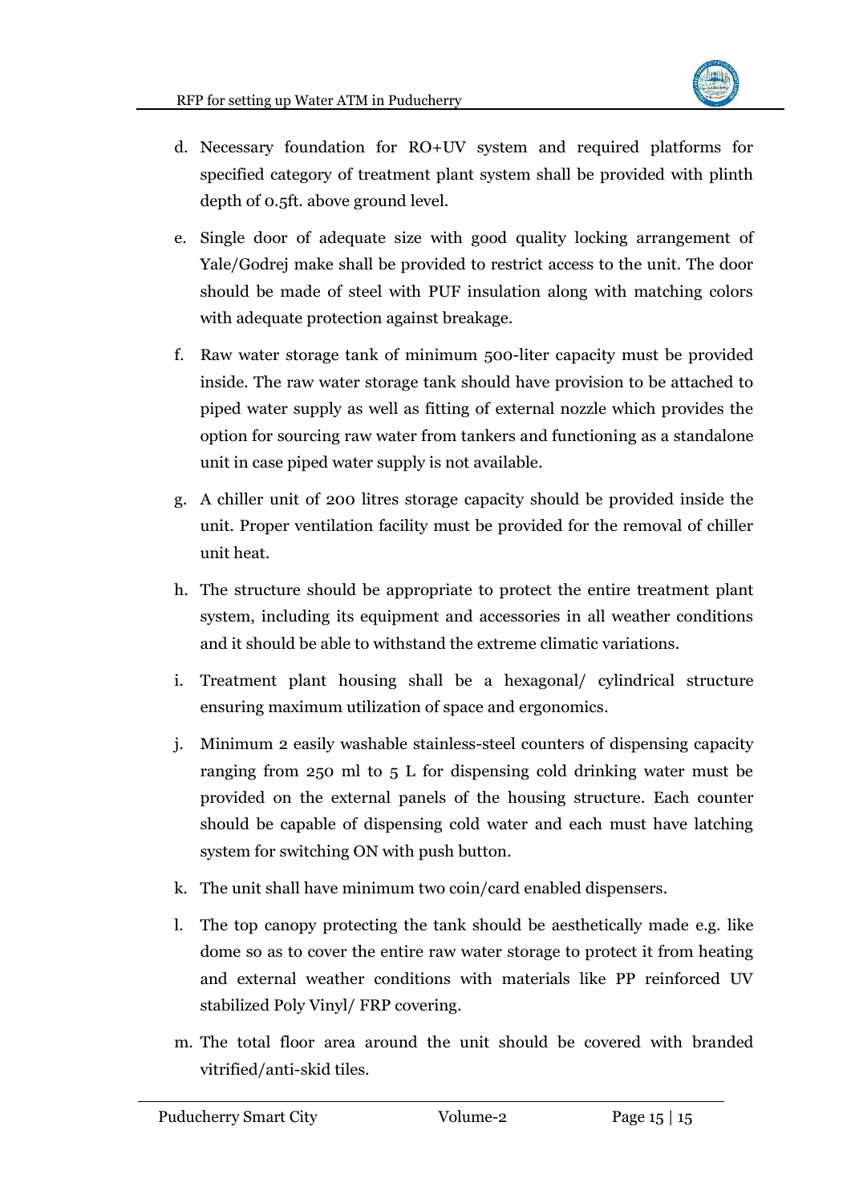d. Necessary foundation for RO+UV system and required platforms for specified category of treatment plant system shall be provided with plinth depth of 0.5ft. above ground level.

e. Single door of adequate size with good quality locking arrangement of Yale/Godrej make shall be provided to restrict access to the unit. The door should be made of steel with PUF insulation along with matching colors with adequate protection against breakage.

f. Raw water storage tank of minimum 500-liter capacity must be provided inside. The raw water storage tank should have provision to be attached to piped water supply as well as fitting of external nozzle which provides the option for sourcing raw water from tankers and functioning as a standalone unit in case piped water supply is not available.

g. A chiller unit of 200 litres storage capacity should be provided inside the unit. Proper ventilation facility must be provided for the removal of chiller unit heat.

h. The structure should be appropriate to protect the entire treatment plant system, including its equipment and accessories in all weather conditions and it should be able to withstand the extreme climatic variations.

i. Treatment plant housing shall be a hexagonal/ cylindrical structure ensuring maximum utilization of space and ergonomics.

j. Minimum 2 easily washable stainless-steel counters of dispensing capacity ranging from 250 ml to 5 L for dispensing cold drinking water must be provided on the external panels of the housing structure. Each counter should be capable of dispensing cold water and each must have latching system for switching ON with push button.

k. The unit shall have minimum two coin/card enabled dispensers.

l. The top canopy protecting the tank should be aesthetically made e.g. like dome so as to cover the entire raw water storage to protect it from heating and external weather conditions with materials like PP reinforced UV stabilized Poly Vinyl/ FRP covering.

m. The total floor area around the unit should be covered with branded vitrified/anti-skid tiles.